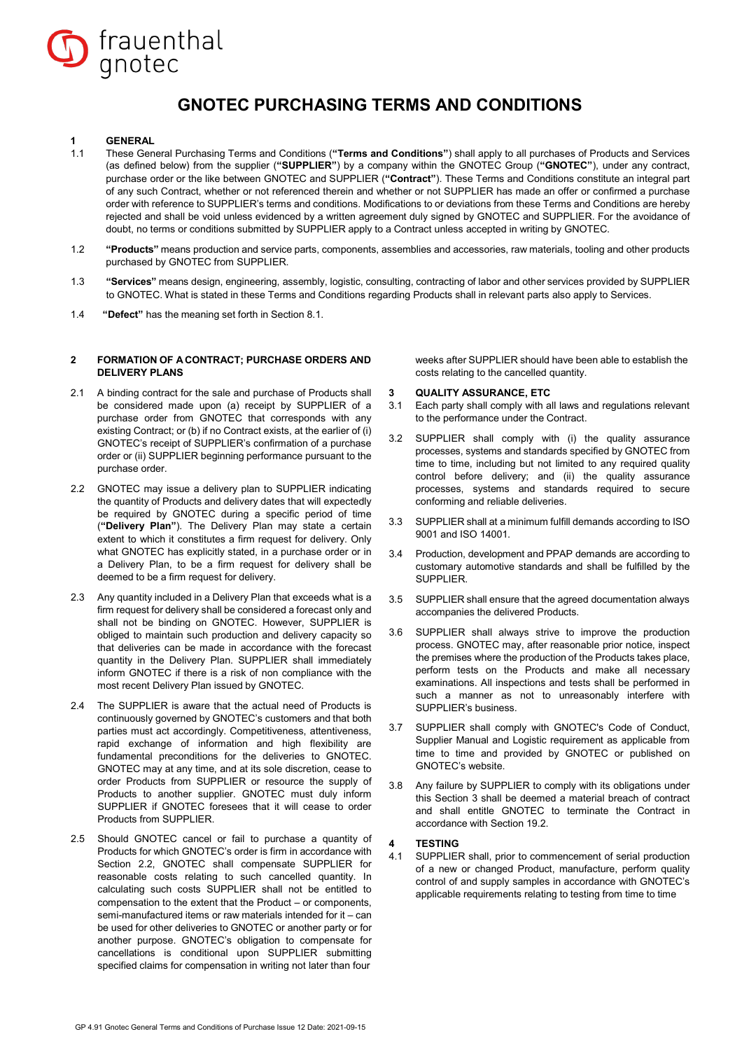# GNOTEC PURCHASING TERMS AND CONDITIONS

## 1 GENERAL

1.1 These General Purchasing Terms and Conditions (**"Terms and Conditions"**) shall apply to all purchases of Products and Services (as defined below) from the supplier (**"SUPPLIER"**) by a company within the GNOTEC Group (**"GNOTEC"**), under any contract, purchase order or the like between GNOTEC and SUPPLIER (**"Contract"**). These Terms and Conditions constitute an integral part of any such Contract, whether or not referenced therein and whether or not SUPPLIER has made an offer or confirmed a purchase order with reference to SUPPLIER's terms and conditions. Modifications to or deviations from these Terms and Conditions are hereby rejected and shall be void unless evidenced by a written agreement duly signed by GNOTEC and SUPPLIER. For the avoidance of doubt, no terms or conditions submitted by SUPPLIER apply to a Contract unless accepted in writing by GNOTEC.

1.2 **"Products"** means production and service parts, components, assemblies and accessories, raw materials, tooling and other products purchased by GNOTEC from SUPPLIER.

1.3 **"Services"** means design, engineering, assembly, logistic, consulting, contracting of labor and other services provided by SUPPLIER to GNOTEC. What is stated in these Terms and Conditions regarding Products shall in relevant parts also apply to Services.

1.4 **"Defect"** has the meaning set forth in Section 8.1.

## 2 FORMATION OF A CONTRACT; PURCHASE ORDERS AND DELIVERY PLANS

2.1 A binding contract for the sale and purchase of Products shall be considered made upon (a) receipt by SUPPLIER of a purchase order from GNOTEC that corresponds with any existing Contract; or (b) if no Contract exists, at the earlier of (i) GNOTEC's receipt of SUPPLIER's confirmation of a purchase order or (ii) SUPPLIER beginning performance pursuant to the purchase order.

2.2 GNOTEC may issue a delivery plan to SUPPLIER indicating the quantity of Products and delivery dates that will expectedly be required by GNOTEC during a specific period of time (**"Delivery Plan"**). The Delivery Plan may state a certain extent to which it constitutes a firm request for delivery. Only what GNOTEC has explicitly stated, in a purchase order or in a Delivery Plan, to be a firm request for delivery shall be deemed to be a firm request for delivery.

2.3 Any quantity included in a Delivery Plan that exceeds what is a firm request for delivery shall be considered a forecast only and shall not be binding on GNOTEC. However, SUPPLIER is obliged to maintain such production and delivery capacity so that deliveries can be made in accordance with the forecast quantity in the Delivery Plan. SUPPLIER shall immediately inform GNOTEC if there is a risk of non compliance with the most recent Delivery Plan issued by GNOTEC.

2.4 The SUPPLIER is aware that the actual need of Products is continuously governed by GNOTEC's customers and that both parties must act accordingly. Competitiveness, attentiveness, rapid exchange of information and high flexibility are fundamental preconditions for the deliveries to GNOTEC. GNOTEC may at any time, and at its sole discretion, cease to order Products from SUPPLIER or resource the supply of Products to another supplier. GNOTEC must duly inform SUPPLIER if GNOTEC foresees that it will cease to order Products from SUPPLIER.

2.5 Should GNOTEC cancel or fail to purchase a quantity of Products for which GNOTEC's order is firm in accordance with Section 2.2, GNOTEC shall compensate SUPPLIER for reasonable costs relating to such cancelled quantity. In calculating such costs SUPPLIER shall not be entitled to compensation to the extent that the Product – or components, semi-manufactured items or raw materials intended for it – can be used for other deliveries to GNOTEC or another party or for another purpose. GNOTEC's obligation to compensate for cancellations is conditional upon SUPPLIER submitting specified claims for compensation in writing not later than four weeks after SUPPLIER should have been able to establish the costs relating to the cancelled quantity.

## 3 QUALITY ASSURANCE, ETC

3.1 Each party shall comply with all laws and regulations relevant to the performance under the Contract.

3.2 SUPPLIER shall comply with (i) the quality assurance processes, systems and standards specified by GNOTEC from time to time, including but not limited to any required quality control before delivery; and (ii) the quality assurance processes, systems and standards required to secure conforming and reliable deliveries.

3.3 SUPPLIER shall at a minimum fulfill demands according to ISO 9001 and ISO 14001.

3.4 Production, development and PPAP demands are according to customary automotive standards and shall be fulfilled by the SUPPLIER.

3.5 SUPPLIER shall ensure that the agreed documentation always accompanies the delivered Products.

3.6 SUPPLIER shall always strive to improve the production process. GNOTEC may, after reasonable prior notice, inspect the premises where the production of the Products takes place, perform tests on the Products and make all necessary examinations. All inspections and tests shall be performed in such a manner as not to unreasonably interfere with SUPPLIER's business.

3.7 SUPPLIER shall comply with GNOTEC's Code of Conduct, Supplier Manual and Logistic requirement as applicable from time to time and provided by GNOTEC or published on GNOTEC's website.

3.8 Any failure by SUPPLIER to comply with its obligations under this Section 3 shall be deemed a material breach of contract and shall entitle GNOTEC to terminate the Contract in accordance with Section 19.2.

## 4 TESTING

4.1 SUPPLIER shall, prior to commencement of serial production of a new or changed Product, manufacture, perform quality control of and supply samples in accordance with GNOTEC's applicable requirements relating to testing from time to time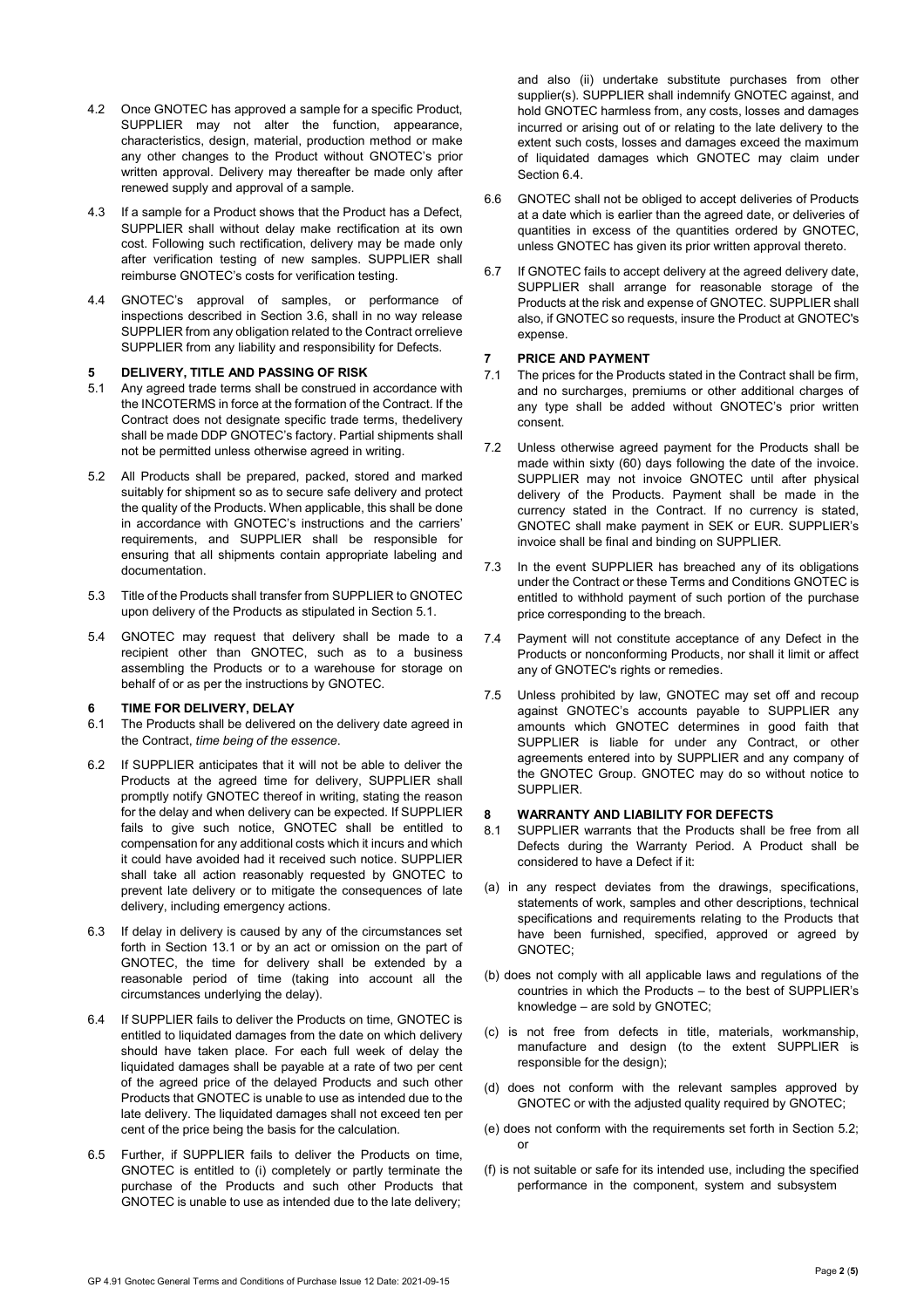4.2 Once GNOTEC has approved a sample for a specific Product, SUPPLIER may not alter the function, appearance, characteristics, design, material, production method or make any other changes to the Product without GNOTEC's prior written approval. Delivery may thereafter be made only after renewed supply and approval of a sample.

4.3 If a sample for a Product shows that the Product has a Defect, SUPPLIER shall without delay make rectification at its own cost. Following such rectification, delivery may be made only after verification testing of new samples. SUPPLIER shall reimburse GNOTEC's costs for verification testing.

4.4 GNOTEC's approval of samples, or performance of inspections described in Section 3.6, shall in no way release SUPPLIER from any obligation related to the Contract orrelieve SUPPLIER from any liability and responsibility for Defects.

## 5 DELIVERY, TITLE AND PASSING OF RISK

5.1 Any agreed trade terms shall be construed in accordance with the INCOTERMS in force at the formation of the Contract. If the Contract does not designate specific trade terms, thedelivery shall be made DDP GNOTEC's factory. Partial shipments shall not be permitted unless otherwise agreed in writing.

5.2 All Products shall be prepared, packed, stored and marked suitably for shipment so as to secure safe delivery and protect the quality of the Products. When applicable, this shall be done in accordance with GNOTEC's instructions and the carriers' requirements, and SUPPLIER shall be responsible for ensuring that all shipments contain appropriate labeling and documentation.

5.3 Title of the Products shall transfer from SUPPLIER to GNOTEC upon delivery of the Products as stipulated in Section 5.1.

5.4 GNOTEC may request that delivery shall be made to a recipient other than GNOTEC, such as to a business assembling the Products or to a warehouse for storage on behalf of or as per the instructions by GNOTEC.

## 6 TIME FOR DELIVERY, DELAY

6.1 The Products shall be delivered on the delivery date agreed in the Contract, *time being of the essence*.

6.2 If SUPPLIER anticipates that it will not be able to deliver the Products at the agreed time for delivery, SUPPLIER shall promptly notify GNOTEC thereof in writing, stating the reason for the delay and when delivery can be expected. If SUPPLIER fails to give such notice, GNOTEC shall be entitled to compensation for any additional costs which it incurs and which it could have avoided had it received such notice. SUPPLIER shall take all action reasonably requested by GNOTEC to prevent late delivery or to mitigate the consequences of late delivery, including emergency actions.

6.3 If delay in delivery is caused by any of the circumstances set forth in Section 13.1 or by an act or omission on the part of GNOTEC, the time for delivery shall be extended by a reasonable period of time (taking into account all the circumstances underlying the delay).

6.4 If SUPPLIER fails to deliver the Products on time, GNOTEC is entitled to liquidated damages from the date on which delivery should have taken place. For each full week of delay the liquidated damages shall be payable at a rate of two per cent of the agreed price of the delayed Products and such other Products that GNOTEC is unable to use as intended due to the late delivery. The liquidated damages shall not exceed ten per cent of the price being the basis for the calculation.

6.5 Further, if SUPPLIER fails to deliver the Products on time, GNOTEC is entitled to (i) completely or partly terminate the purchase of the Products and such other Products that GNOTEC is unable to use as intended due to the late delivery; and also (ii) undertake substitute purchases from other supplier(s). SUPPLIER shall indemnify GNOTEC against, and hold GNOTEC harmless from, any costs, losses and damages incurred or arising out of or relating to the late delivery to the extent such costs, losses and damages exceed the maximum of liquidated damages which GNOTEC may claim under Section 6.4.

6.6 GNOTEC shall not be obliged to accept deliveries of Products at a date which is earlier than the agreed date, or deliveries of quantities in excess of the quantities ordered by GNOTEC, unless GNOTEC has given its prior written approval thereto.

6.7 If GNOTEC fails to accept delivery at the agreed delivery date, SUPPLIER shall arrange for reasonable storage of the Products at the risk and expense of GNOTEC. SUPPLIER shall also, if GNOTEC so requests, insure the Product at GNOTEC's expense.

## 7 PRICE AND PAYMENT

7.1 The prices for the Products stated in the Contract shall be firm, and no surcharges, premiums or other additional charges of any type shall be added without GNOTEC's prior written consent.

7.2 Unless otherwise agreed payment for the Products shall be made within sixty (60) days following the date of the invoice. SUPPLIER may not invoice GNOTEC until after physical delivery of the Products. Payment shall be made in the currency stated in the Contract. If no currency is stated, GNOTEC shall make payment in SEK or EUR. SUPPLIER's invoice shall be final and binding on SUPPLIER.

7.3 In the event SUPPLIER has breached any of its obligations under the Contract or these Terms and Conditions GNOTEC is entitled to withhold payment of such portion of the purchase price corresponding to the breach.

7.4 Payment will not constitute acceptance of any Defect in the Products or nonconforming Products, nor shall it limit or affect any of GNOTEC's rights or remedies.

7.5 Unless prohibited by law, GNOTEC may set off and recoup against GNOTEC's accounts payable to SUPPLIER any amounts which GNOTEC determines in good faith that SUPPLIER is liable for under any Contract, or other agreements entered into by SUPPLIER and any company of the GNOTEC Group. GNOTEC may do so without notice to SUPPLIER.

## 8 WARRANTY AND LIABILITY FOR DEFECTS

8.1 SUPPLIER warrants that the Products shall be free from all Defects during the Warranty Period. A Product shall be considered to have a Defect if it:

(a) in any respect deviates from the drawings, specifications, statements of work, samples and other descriptions, technical specifications and requirements relating to the Products that have been furnished, specified, approved or agreed by GNOTEC;

(b) does not comply with all applicable laws and regulations of the countries in which the Products – to the best of SUPPLIER's knowledge – are sold by GNOTEC;

(c) is not free from defects in title, materials, workmanship, manufacture and design (to the extent SUPPLIER is responsible for the design);

(d) does not conform with the relevant samples approved by GNOTEC or with the adjusted quality required by GNOTEC;

(e) does not conform with the requirements set forth in Section 5.2; or

(f) is not suitable or safe for its intended use, including the specified performance in the component, system and subsystem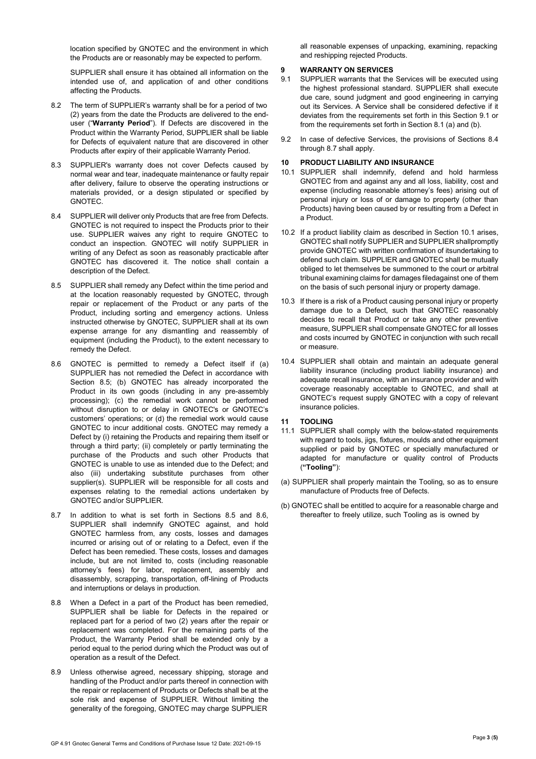location specified by GNOTEC and the environment in which the Products are or reasonably may be expected to perform.

SUPPLIER shall ensure it has obtained all information on the intended use of, and application of and other conditions affecting the Products.

8.2 The term of SUPPLIER's warranty shall be for a period of two (2) years from the date the Products are delivered to the end-user ("**Warranty Period**"). If Defects are discovered in the Product within the Warranty Period, SUPPLIER shall be liable for Defects of equivalent nature that are discovered in other Products after expiry of their applicable Warranty Period.

8.3 SUPPLIER's warranty does not cover Defects caused by normal wear and tear, inadequate maintenance or faulty repair after delivery, failure to observe the operating instructions or materials provided, or a design stipulated or specified by GNOTEC.

8.4 SUPPLIER will deliver only Products that are free from Defects. GNOTEC is not required to inspect the Products prior to their use. SUPPLIER waives any right to require GNOTEC to conduct an inspection. GNOTEC will notify SUPPLIER in writing of any Defect as soon as reasonably practicable after GNOTEC has discovered it. The notice shall contain a description of the Defect.

8.5 SUPPLIER shall remedy any Defect within the time period and at the location reasonably requested by GNOTEC, through repair or replacement of the Product or any parts of the Product, including sorting and emergency actions. Unless instructed otherwise by GNOTEC, SUPPLIER shall at its own expense arrange for any dismantling and reassembly of equipment (including the Product), to the extent necessary to remedy the Defect.

8.6 GNOTEC is permitted to remedy a Defect itself if (a) SUPPLIER has not remedied the Defect in accordance with Section 8.5; (b) GNOTEC has already incorporated the Product in its own goods (including in any pre-assembly processing); (c) the remedial work cannot be performed without disruption to or delay in GNOTEC's or GNOTEC's customers' operations; or (d) the remedial work would cause GNOTEC to incur additional costs. GNOTEC may remedy a Defect by (i) retaining the Products and repairing them itself or through a third party; (ii) completely or partly terminating the purchase of the Products and such other Products that GNOTEC is unable to use as intended due to the Defect; and also (iii) undertaking substitute purchases from other supplier(s). SUPPLIER will be responsible for all costs and expenses relating to the remedial actions undertaken by GNOTEC and/or SUPPLIER.

8.7 In addition to what is set forth in Sections 8.5 and 8.6, SUPPLIER shall indemnify GNOTEC against, and hold GNOTEC harmless from, any costs, losses and damages incurred or arising out of or relating to a Defect, even if the Defect has been remedied. These costs, losses and damages include, but are not limited to, costs (including reasonable attorney's fees) for labor, replacement, assembly and disassembly, scrapping, transportation, off-lining of Products and interruptions or delays in production.

8.8 When a Defect in a part of the Product has been remedied, SUPPLIER shall be liable for Defects in the repaired or replaced part for a period of two (2) years after the repair or replacement was completed. For the remaining parts of the Product, the Warranty Period shall be extended only by a period equal to the period during which the Product was out of operation as a result of the Defect.

8.9 Unless otherwise agreed, necessary shipping, storage and handling of the Product and/or parts thereof in connection with the repair or replacement of Products or Defects shall be at the sole risk and expense of SUPPLIER. Without limiting the generality of the foregoing, GNOTEC may charge SUPPLIER all reasonable expenses of unpacking, examining, repacking and reshipping rejected Products.

## 9 WARRANTY ON SERVICES

9.1 SUPPLIER warrants that the Services will be executed using the highest professional standard. SUPPLIER shall execute due care, sound judgment and good engineering in carrying out its Services. A Service shall be considered defective if it deviates from the requirements set forth in this Section 9.1 or from the requirements set forth in Section 8.1 (a) and (b).

9.2 In case of defective Services, the provisions of Sections 8.4 through 8.7 shall apply.

## 10 PRODUCT LIABILITY AND INSURANCE

10.1 SUPPLIER shall indemnify, defend and hold harmless GNOTEC from and against any and all loss, liability, cost and expense (including reasonable attorney's fees) arising out of personal injury or loss of or damage to property (other than Products) having been caused by or resulting from a Defect in a Product.

10.2 If a product liability claim as described in Section 10.1 arises, GNOTEC shall notify SUPPLIER and SUPPLIER shallpromptly provide GNOTEC with written confirmation of itsundertaking to defend such claim. SUPPLIER and GNOTEC shall be mutually obliged to let themselves be summoned to the court or arbitral tribunal examining claims for damages filedagainst one of them on the basis of such personal injury or property damage.

10.3 If there is a risk of a Product causing personal injury or property damage due to a Defect, such that GNOTEC reasonably decides to recall that Product or take any other preventive measure, SUPPLIER shall compensate GNOTEC for all losses and costs incurred by GNOTEC in conjunction with such recall or measure.

10.4 SUPPLIER shall obtain and maintain an adequate general liability insurance (including product liability insurance) and adequate recall insurance, with an insurance provider and with coverage reasonably acceptable to GNOTEC, and shall at GNOTEC's request supply GNOTEC with a copy of relevant insurance policies.

## 11 TOOLING

11.1 SUPPLIER shall comply with the below-stated requirements with regard to tools, jigs, fixtures, moulds and other equipment supplied or paid by GNOTEC or specially manufactured or adapted for manufacture or quality control of Products (**"Tooling"**):

(a) SUPPLIER shall properly maintain the Tooling, so as to ensure manufacture of Products free of Defects.

(b) GNOTEC shall be entitled to acquire for a reasonable charge and thereafter to freely utilize, such Tooling as is owned by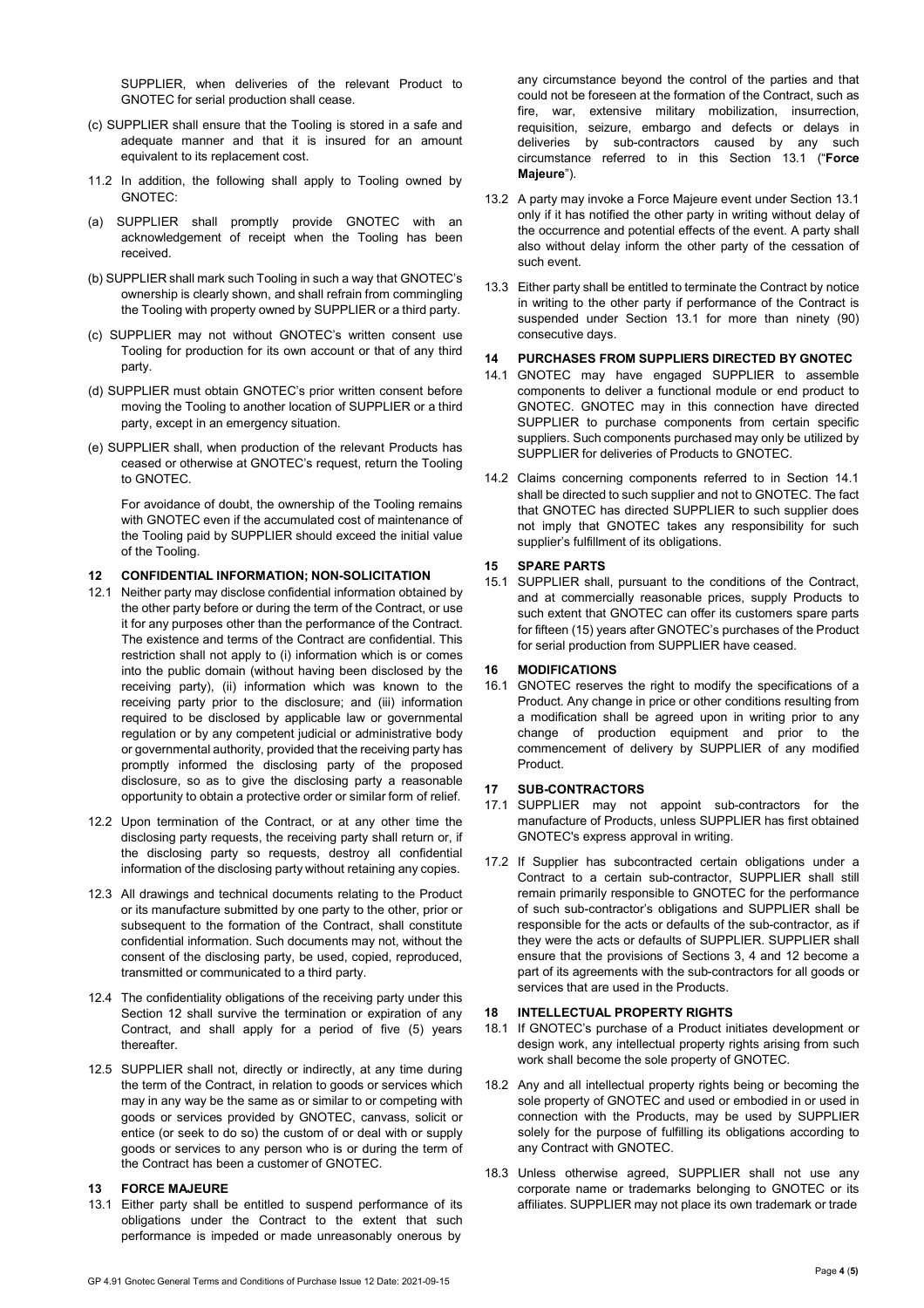SUPPLIER, when deliveries of the relevant Product to GNOTEC for serial production shall cease.

(c) SUPPLIER shall ensure that the Tooling is stored in a safe and adequate manner and that it is insured for an amount equivalent to its replacement cost.

11.2 In addition, the following shall apply to Tooling owned by GNOTEC:

(a) SUPPLIER shall promptly provide GNOTEC with an acknowledgement of receipt when the Tooling has been received.

(b) SUPPLIER shall mark such Tooling in such a way that GNOTEC's ownership is clearly shown, and shall refrain from commingling the Tooling with property owned by SUPPLIER or a third party.

(c) SUPPLIER may not without GNOTEC's written consent use Tooling for production for its own account or that of any third party.

(d) SUPPLIER must obtain GNOTEC's prior written consent before moving the Tooling to another location of SUPPLIER or a third party, except in an emergency situation.

(e) SUPPLIER shall, when production of the relevant Products has ceased or otherwise at GNOTEC's request, return the Tooling to GNOTEC.

For avoidance of doubt, the ownership of the Tooling remains with GNOTEC even if the accumulated cost of maintenance of the Tooling paid by SUPPLIER should exceed the initial value of the Tooling.

## 12 CONFIDENTIAL INFORMATION; NON-SOLICITATION

12.1 Neither party may disclose confidential information obtained by the other party before or during the term of the Contract, or use it for any purposes other than the performance of the Contract. The existence and terms of the Contract are confidential. This restriction shall not apply to (i) information which is or comes into the public domain (without having been disclosed by the receiving party), (ii) information which was known to the receiving party prior to the disclosure; and (iii) information required to be disclosed by applicable law or governmental regulation or by any competent judicial or administrative body or governmental authority, provided that the receiving party has promptly informed the disclosing party of the proposed disclosure, so as to give the disclosing party a reasonable opportunity to obtain a protective order or similar form of relief.

12.2 Upon termination of the Contract, or at any other time the disclosing party requests, the receiving party shall return or, if the disclosing party so requests, destroy all confidential information of the disclosing party without retaining any copies.

12.3 All drawings and technical documents relating to the Product or its manufacture submitted by one party to the other, prior or subsequent to the formation of the Contract, shall constitute confidential information. Such documents may not, without the consent of the disclosing party, be used, copied, reproduced, transmitted or communicated to a third party.

12.4 The confidentiality obligations of the receiving party under this Section 12 shall survive the termination or expiration of any Contract, and shall apply for a period of five (5) years thereafter.

12.5 SUPPLIER shall not, directly or indirectly, at any time during the term of the Contract, in relation to goods or services which may in any way be the same as or similar to or competing with goods or services provided by GNOTEC, canvass, solicit or entice (or seek to do so) the custom of or deal with or supply goods or services to any person who is or during the term of the Contract has been a customer of GNOTEC.

## 13 FORCE MAJEURE

13.1 Either party shall be entitled to suspend performance of its obligations under the Contract to the extent that such performance is impeded or made unreasonably onerous by any circumstance beyond the control of the parties and that could not be foreseen at the formation of the Contract, such as fire, war, extensive military mobilization, insurrection, requisition, seizure, embargo and defects or delays in deliveries by sub-contractors caused by any such circumstance referred to in this Section 13.1 ("**Force Majeure**").

13.2 A party may invoke a Force Majeure event under Section 13.1 only if it has notified the other party in writing without delay of the occurrence and potential effects of the event. A party shall also without delay inform the other party of the cessation of such event.

13.3 Either party shall be entitled to terminate the Contract by notice in writing to the other party if performance of the Contract is suspended under Section 13.1 for more than ninety (90) consecutive days.

## 14 PURCHASES FROM SUPPLIERS DIRECTED BY GNOTEC

14.1 GNOTEC may have engaged SUPPLIER to assemble components to deliver a functional module or end product to GNOTEC. GNOTEC may in this connection have directed SUPPLIER to purchase components from certain specific suppliers. Such components purchased may only be utilized by SUPPLIER for deliveries of Products to GNOTEC.

14.2 Claims concerning components referred to in Section 14.1 shall be directed to such supplier and not to GNOTEC. The fact that GNOTEC has directed SUPPLIER to such supplier does not imply that GNOTEC takes any responsibility for such supplier's fulfillment of its obligations.

## 15 SPARE PARTS

15.1 SUPPLIER shall, pursuant to the conditions of the Contract, and at commercially reasonable prices, supply Products to such extent that GNOTEC can offer its customers spare parts for fifteen (15) years after GNOTEC's purchases of the Product for serial production from SUPPLIER have ceased.

## 16 MODIFICATIONS

16.1 GNOTEC reserves the right to modify the specifications of a Product. Any change in price or other conditions resulting from a modification shall be agreed upon in writing prior to any change of production equipment and prior to the commencement of delivery by SUPPLIER of any modified Product.

## 17 SUB-CONTRACTORS

17.1 SUPPLIER may not appoint sub-contractors for the manufacture of Products, unless SUPPLIER has first obtained GNOTEC's express approval in writing.

17.2 If Supplier has subcontracted certain obligations under a Contract to a certain sub-contractor, SUPPLIER shall still remain primarily responsible to GNOTEC for the performance of such sub-contractor's obligations and SUPPLIER shall be responsible for the acts or defaults of the sub-contractor, as if they were the acts or defaults of SUPPLIER. SUPPLIER shall ensure that the provisions of Sections 3, 4 and 12 become a part of its agreements with the sub-contractors for all goods or services that are used in the Products.

## 18 INTELLECTUAL PROPERTY RIGHTS

18.1 If GNOTEC's purchase of a Product initiates development or design work, any intellectual property rights arising from such work shall become the sole property of GNOTEC.

18.2 Any and all intellectual property rights being or becoming the sole property of GNOTEC and used or embodied in or used in connection with the Products, may be used by SUPPLIER solely for the purpose of fulfilling its obligations according to any Contract with GNOTEC.

18.3 Unless otherwise agreed, SUPPLIER shall not use any corporate name or trademarks belonging to GNOTEC or its affiliates. SUPPLIER may not place its own trademark or trade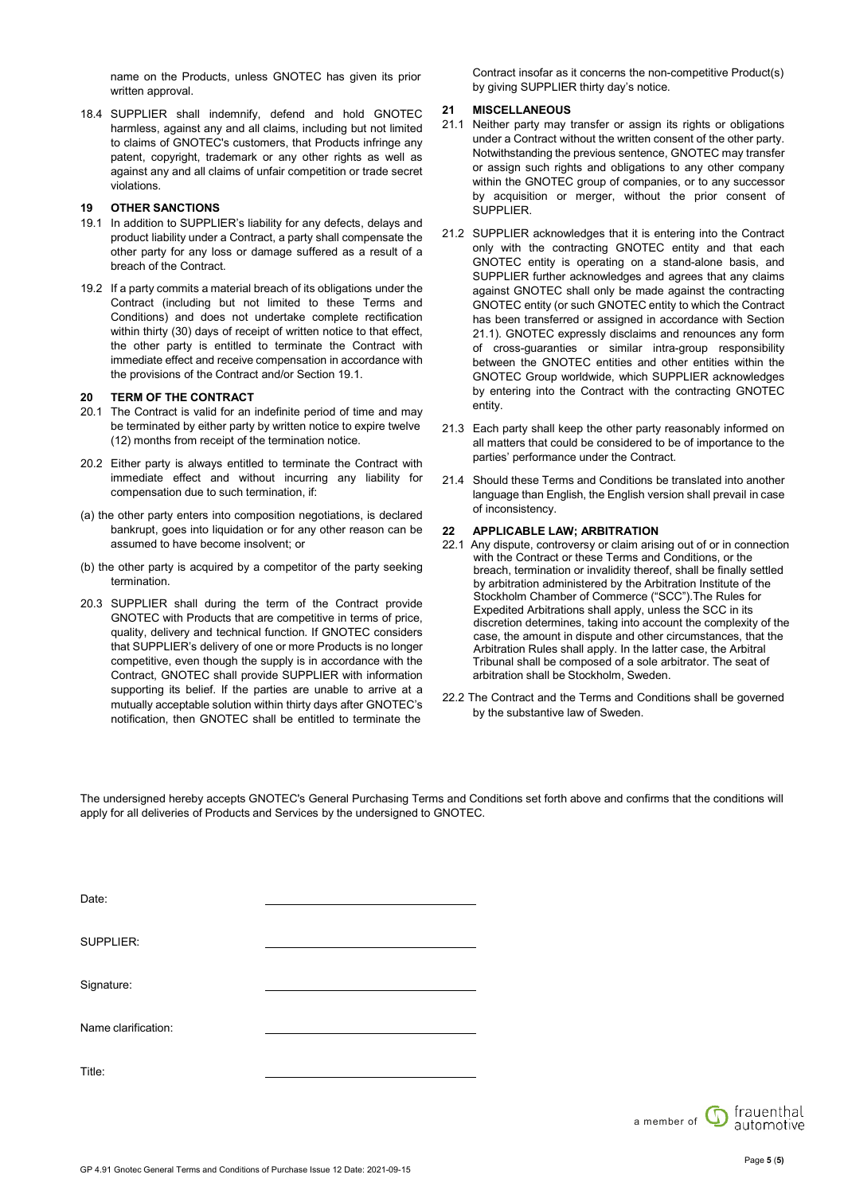name on the Products, unless GNOTEC has given its prior written approval.

18.4 SUPPLIER shall indemnify, defend and hold GNOTEC harmless, against any and all claims, including but not limited to claims of GNOTEC's customers, that Products infringe any patent, copyright, trademark or any other rights as well as against any and all claims of unfair competition or trade secret violations.

## 19 OTHER SANCTIONS

19.1 In addition to SUPPLIER's liability for any defects, delays and product liability under a Contract, a party shall compensate the other party for any loss or damage suffered as a result of a breach of the Contract.

19.2 If a party commits a material breach of its obligations under the Contract (including but not limited to these Terms and Conditions) and does not undertake complete rectification within thirty (30) days of receipt of written notice to that effect, the other party is entitled to terminate the Contract with immediate effect and receive compensation in accordance with the provisions of the Contract and/or Section 19.1.

## 20 TERM OF THE CONTRACT

20.1 The Contract is valid for an indefinite period of time and may be terminated by either party by written notice to expire twelve (12) months from receipt of the termination notice.

20.2 Either party is always entitled to terminate the Contract with immediate effect and without incurring any liability for compensation due to such termination, if:

(a) the other party enters into composition negotiations, is declared bankrupt, goes into liquidation or for any other reason can be assumed to have become insolvent; or

(b) the other party is acquired by a competitor of the party seeking termination.

20.3 SUPPLIER shall during the term of the Contract provide GNOTEC with Products that are competitive in terms of price, quality, delivery and technical function. If GNOTEC considers that SUPPLIER's delivery of one or more Products is no longer competitive, even though the supply is in accordance with the Contract, GNOTEC shall provide SUPPLIER with information supporting its belief. If the parties are unable to arrive at a mutually acceptable solution within thirty days after GNOTEC's notification, then GNOTEC shall be entitled to terminate the Contract insofar as it concerns the non-competitive Product(s) by giving SUPPLIER thirty day's notice.

## 21 MISCELLANEOUS

21.1 Neither party may transfer or assign its rights or obligations under a Contract without the written consent of the other party. Notwithstanding the previous sentence, GNOTEC may transfer or assign such rights and obligations to any other company within the GNOTEC group of companies, or to any successor by acquisition or merger, without the prior consent of SUPPLIER.

21.2 SUPPLIER acknowledges that it is entering into the Contract only with the contracting GNOTEC entity and that each GNOTEC entity is operating on a stand-alone basis, and SUPPLIER further acknowledges and agrees that any claims against GNOTEC shall only be made against the contracting GNOTEC entity (or such GNOTEC entity to which the Contract has been transferred or assigned in accordance with Section 21.1). GNOTEC expressly disclaims and renounces any form of cross-guaranties or similar intra-group responsibility between the GNOTEC entities and other entities within the GNOTEC Group worldwide, which SUPPLIER acknowledges by entering into the Contract with the contracting GNOTEC entity.

21.3 Each party shall keep the other party reasonably informed on all matters that could be considered to be of importance to the parties' performance under the Contract.

21.4 Should these Terms and Conditions be translated into another language than English, the English version shall prevail in case of inconsistency.

## 22 APPLICABLE LAW; ARBITRATION

22.1 Any dispute, controversy or claim arising out of or in connection with the Contract or these Terms and Conditions, or the breach, termination or invalidity thereof, shall be finally settled by arbitration administered by the Arbitration Institute of the Stockholm Chamber of Commerce ("SCC").The Rules for Expedited Arbitrations shall apply, unless the SCC in its discretion determines, taking into account the complexity of the case, the amount in dispute and other circumstances, that the Arbitration Rules shall apply. In the latter case, the Arbitral Tribunal shall be composed of a sole arbitrator. The seat of arbitration shall be Stockholm, Sweden.

22.2 The Contract and the Terms and Conditions shall be governed by the substantive law of Sweden.

The undersigned hereby accepts GNOTEC's General Purchasing Terms and Conditions set forth above and confirms that the conditions will apply for all deliveries of Products and Services by the undersigned to GNOTEC.

Date: \_\_\_\_\_\_\_\_\_\_\_\_\_\_\_\_\_\_\_\_

SUPPLIER: \_\_\_\_\_\_\_\_\_\_\_\_\_\_\_\_\_\_\_\_

Signature: \_\_\_\_\_\_\_\_\_\_\_\_\_\_\_\_\_\_\_\_

Name clarification: \_\_\_\_\_\_\_\_\_\_\_\_\_\_\_\_\_\_\_\_

Title: \_\_\_\_\_\_\_\_\_\_\_\_\_\_\_\_\_\_\_\_